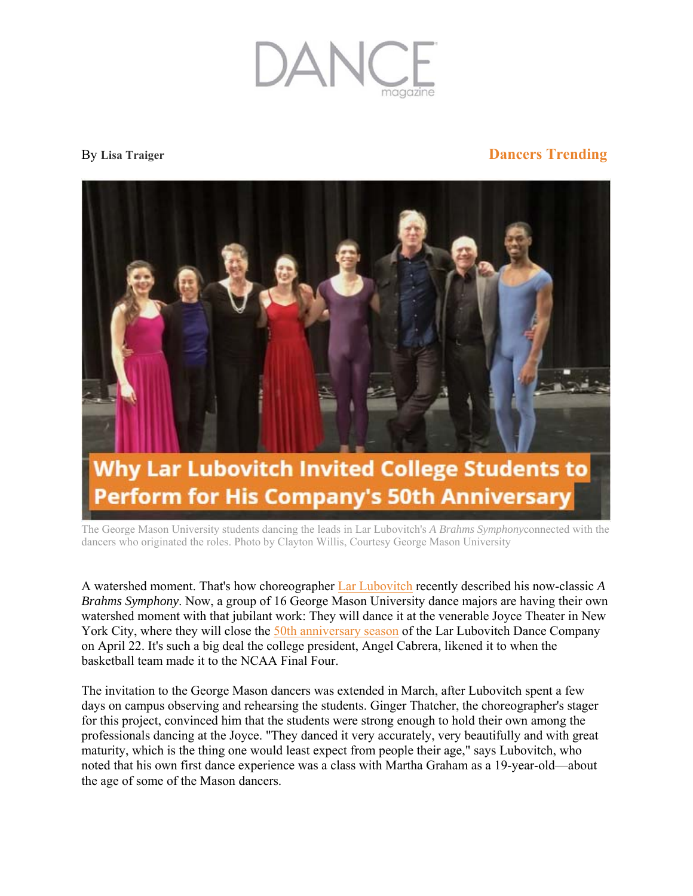# DANCE magazine

By **Lisa Traiger**

**Dancers Trending**

# Why Lar Lubovitch Invited College Students to Perform for His Company's 50th Anniversary

The George Mason University students dancing the leads in Lar Lubovitch's *A Brahms Symphony* connected with the dancers who originated the roles. Photo by Clayton Willis, Courtesy George Mason University

A watershed moment. That's how choreographer Lar Lubovitch recently described his now-classic *A Brahms Symphony*. Now, a group of 16 George Mason University dance majors are having their own watershed moment with that jubilant work: They will dance it at the venerable Joyce Theater in New York City, where they will close the 50th anniversary season of the Lar Lubovitch Dance Company on April 22. It's such a big deal the college president, Angel Cabrera, likened it to when the basketball team made it to the NCAA Final Four.

The invitation to the George Mason dancers was extended in March, after Lubovitch spent a few days on campus observing and rehearsing the students. Ginger Thatcher, the choreographer's stager for this project, convinced him that the students were strong enough to hold their own among the professionals dancing at the Joyce. "They danced it very accurately, very beautifully and with great maturity, which is the thing one would least expect from people their age," says Lubovitch, who noted that his own first dance experience was a class with Martha Graham as a 19-year-old—about the age of some of the Mason dancers.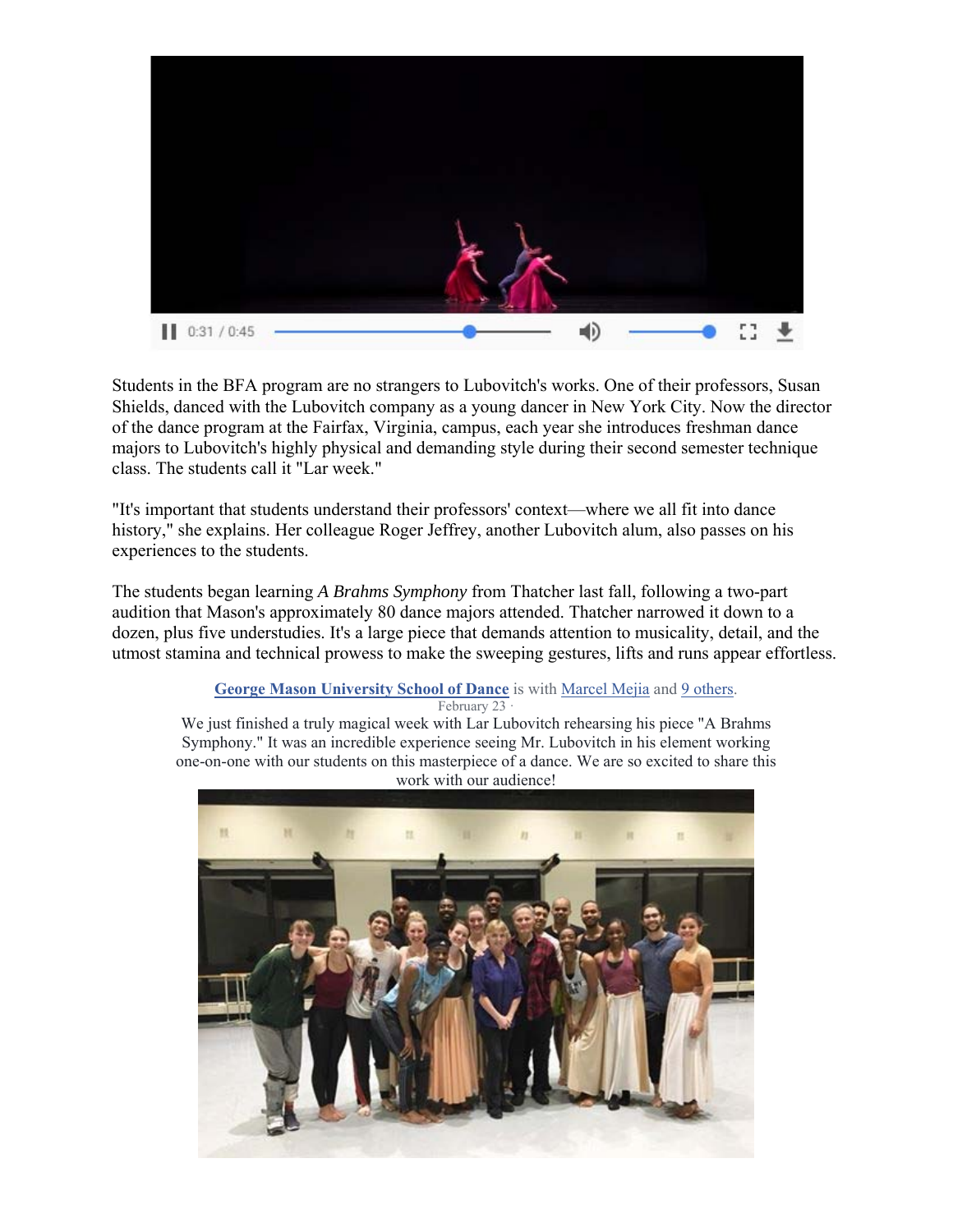Students in the BFA program are no strangers to Lubovitch's works. One of their professors, Susan Shields, danced with the Lubovitch company as a young dancer in New York City. Now the director of the dance program at the Fairfax, Virginia, campus, each year she introduces freshman dance majors to Lubovitch's highly physical and demanding style during their second semester technique class. The students call it "Lar week."

"It's important that students understand their professors' context—where we all fit into dance history," she explains. Her colleague Roger Jeffrey, another Lubovitch alum, also passes on his experiences to the students.

The students began learning *A Brahms Symphony* from Thatcher last fall, following a two-part audition that Mason's approximately 80 dance majors attended. Thatcher narrowed it down to a dozen, plus five understudies. It's a large piece that demands attention to musicality, detail, and the utmost stamina and technical prowess to make the sweeping gestures, lifts and runs appear effortless.

**George Mason University School of Dance** is with Marcel Mejia and 9 others.
February 23 ·
We just finished a truly magical week with Lar Lubovitch rehearsing his piece "A Brahms Symphony." It was an incredible experience seeing Mr. Lubovitch in his element working one-on-one with our students on this masterpiece of a dance. We are so excited to share this work with our audience!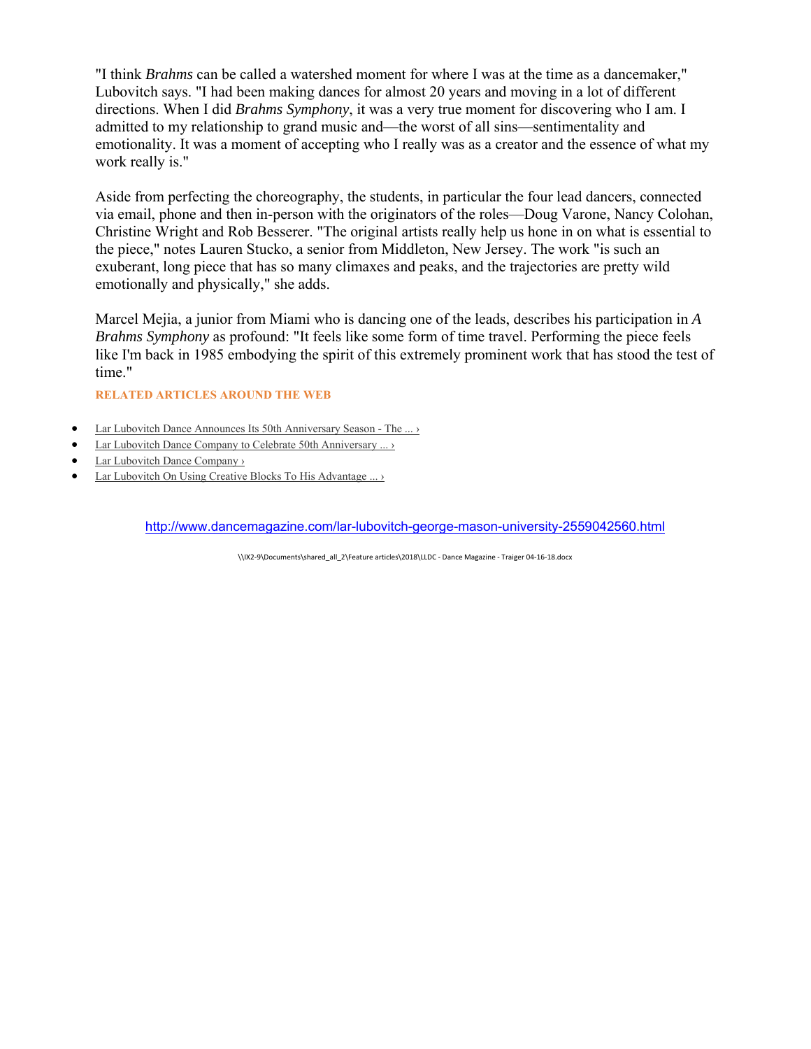"I think *Brahms* can be called a watershed moment for where I was at the time as a dancemaker," Lubovitch says. "I had been making dances for almost 20 years and moving in a lot of different directions. When I did *Brahms Symphony*, it was a very true moment for discovering who I am. I admitted to my relationship to grand music and—the worst of all sins—sentimentality and emotionality. It was a moment of accepting who I really was as a creator and the essence of what my work really is."

Aside from perfecting the choreography, the students, in particular the four lead dancers, connected via email, phone and then in-person with the originators of the roles—Doug Varone, Nancy Colohan, Christine Wright and Rob Besserer. "The original artists really help us hone in on what is essential to the piece," notes Lauren Stucko, a senior from Middleton, New Jersey. The work "is such an exuberant, long piece that has so many climaxes and peaks, and the trajectories are pretty wild emotionally and physically," she adds.

Marcel Mejia, a junior from Miami who is dancing one of the leads, describes his participation in *A Brahms Symphony* as profound: "It feels like some form of time travel. Performing the piece feels like I'm back in 1985 embodying the spirit of this extremely prominent work that has stood the test of time."

**RELATED ARTICLES AROUND THE WEB**

- Lar Lubovitch Dance Announces Its 50th Anniversary Season - The ... ›
- Lar Lubovitch Dance Company to Celebrate 50th Anniversary ... ›
- Lar Lubovitch Dance Company ›
- Lar Lubovitch On Using Creative Blocks To His Advantage ... ›

http://www.dancemagazine.com/lar-lubovitch-george-mason-university-2559042560.html

\\IX2-9\Documents\shared_all_2\Feature articles\2018\LLDC - Dance Magazine - Traiger 04-16-18.docx